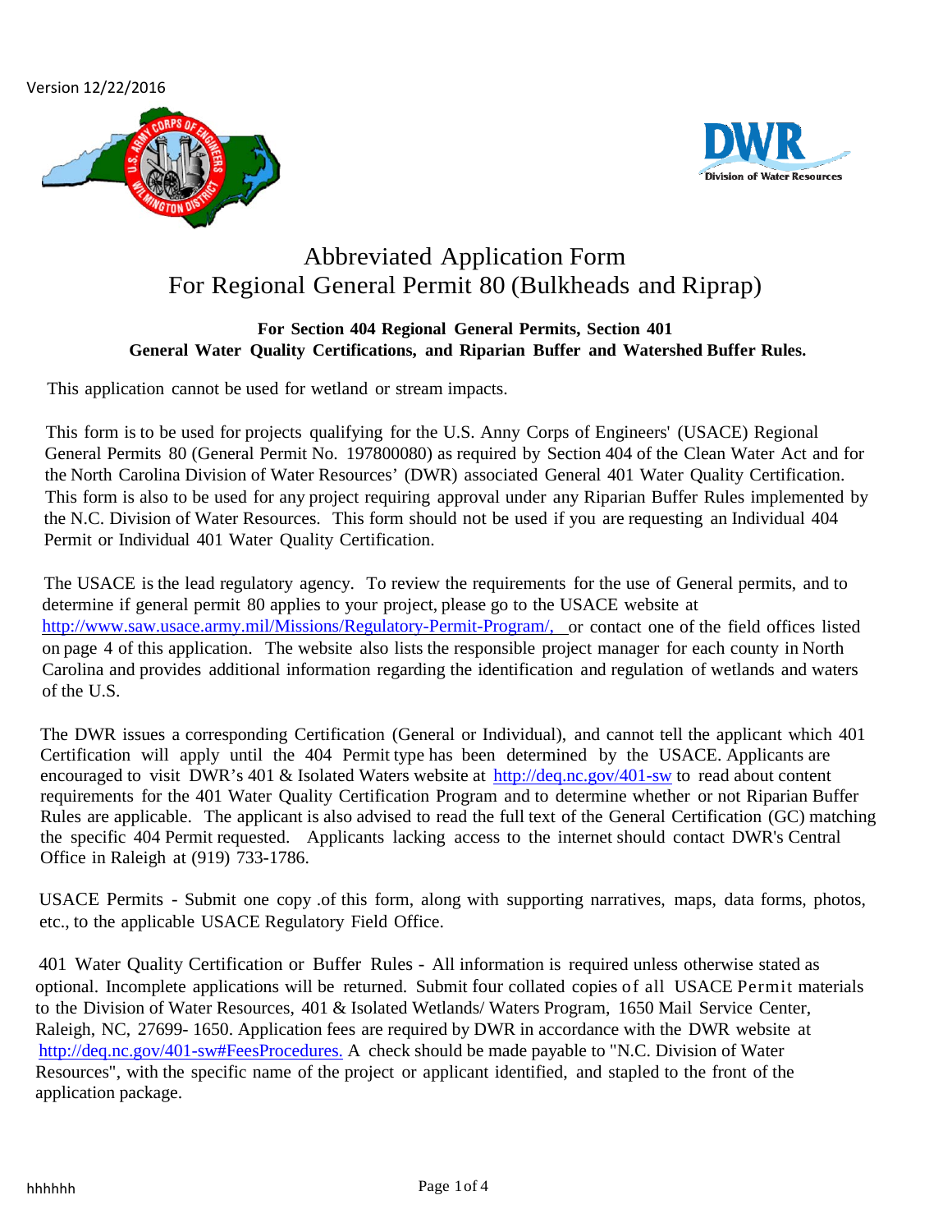Version 12/22/2016

# Abbreviated Application Form
# For Regional General Permit 80 (Bulkheads and Riprap)

**For Section 404 Regional General Permits, Section 401 General Water Quality Certifications, and Riparian Buffer and Watershed Buffer Rules.**

This application cannot be used for wetland or stream impacts.

This form is to be used for projects qualifying for the U.S. Anny Corps of Engineers' (USACE) Regional General Permits 80 (General Permit No. 197800080) as required by Section 404 of the Clean Water Act and for the North Carolina Division of Water Resources' (DWR) associated General 401 Water Quality Certification. This form is also to be used for any project requiring approval under any Riparian Buffer Rules implemented by the N.C. Division of Water Resources. This form should not be used if you are requesting an Individual 404 Permit or Individual 401 Water Quality Certification.

The USACE is the lead regulatory agency. To review the requirements for the use of General permits, and to determine if general permit 80 applies to your project, please go to the USACE website at http://www.saw.usace.army.mil/Missions/Regulatory-Permit-Program/, or contact one of the field offices listed on page 4 of this application. The website also lists the responsible project manager for each county in North Carolina and provides additional information regarding the identification and regulation of wetlands and waters of the U.S.

The DWR issues a corresponding Certification (General or Individual), and cannot tell the applicant which 401 Certification will apply until the 404 Permit type has been determined by the USACE. Applicants are encouraged to visit DWR's 401 & Isolated Waters website at http://deq.nc.gov/401-sw to read about content requirements for the 401 Water Quality Certification Program and to determine whether or not Riparian Buffer Rules are applicable. The applicant is also advised to read the full text of the General Certification (GC) matching the specific 404 Permit requested. Applicants lacking access to the internet should contact DWR's Central Office in Raleigh at (919) 733-1786.

USACE Permits - Submit one copy .of this form, along with supporting narratives, maps, data forms, photos, etc., to the applicable USACE Regulatory Field Office.

401 Water Quality Certification or Buffer Rules - All information is required unless otherwise stated as optional. Incomplete applications will be returned. Submit four collated copies of all USACE Permit materials to the Division of Water Resources, 401 & Isolated Wetlands/ Waters Program, 1650 Mail Service Center, Raleigh, NC, 27699- 1650. Application fees are required by DWR in accordance with the DWR website at http://deq.nc.gov/401-sw#FeesProcedures. A check should be made payable to "N.C. Division of Water Resources", with the specific name of the project or applicant identified, and stapled to the front of the application package.

hhhhhh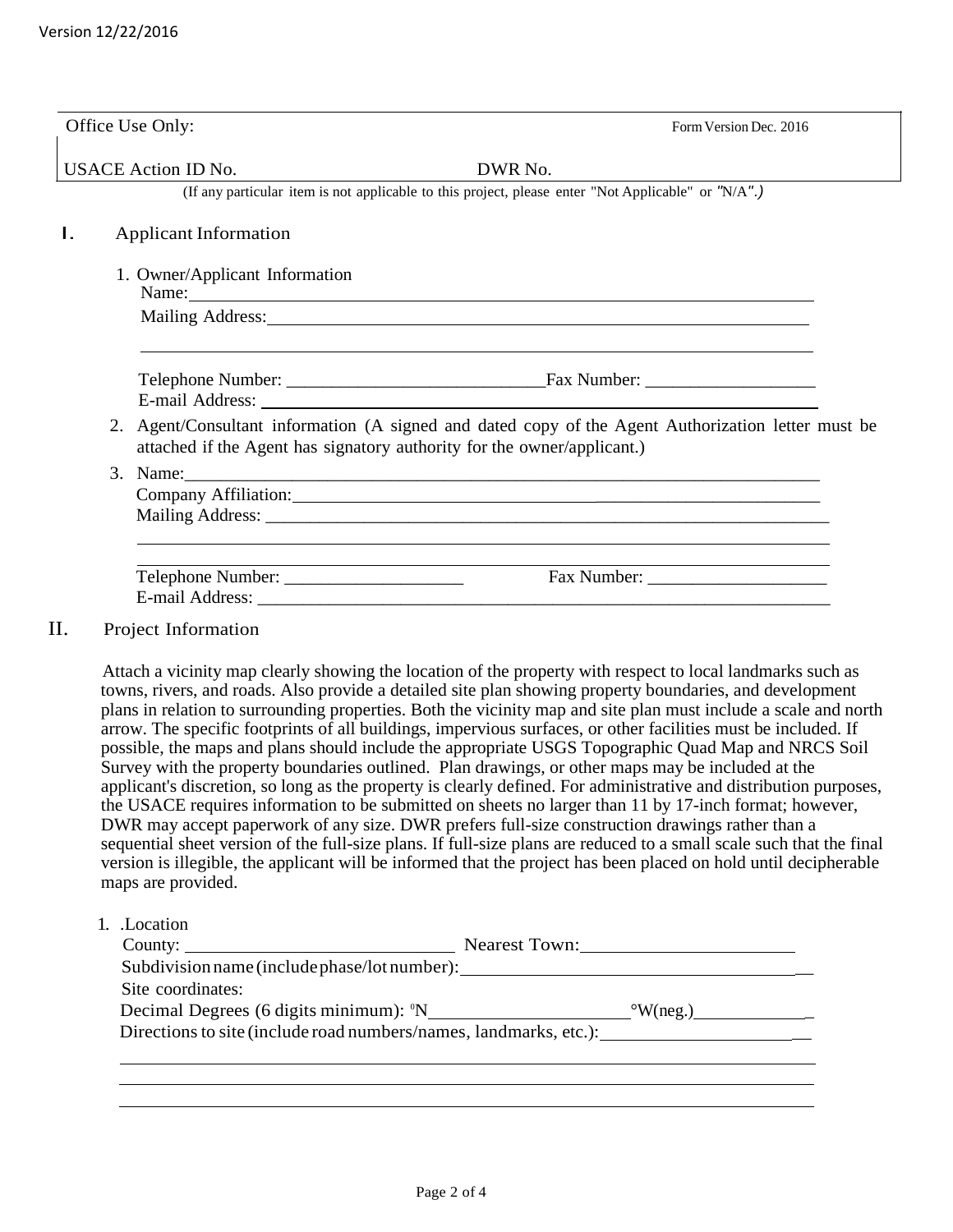Office Use Only: Form Version Dec. 2016

USACE Action ID No. DWR No.

(If any particular item is not applicable to this project, please enter "Not Applicable" or "N/A".)

## I. Applicant Information

1. Owner/Applicant Information
   Name:
   Mailing Address:

   Telephone Number: Fax Number:
   E-mail Address:

2. Agent/Consultant information (A signed and dated copy of the Agent Authorization letter must be attached if the Agent has signatory authority for the owner/applicant.)

3. Name:
   Company Affiliation:
   Mailing Address:

   Telephone Number: Fax Number:
   E-mail Address:

## II. Project Information

Attach a vicinity map clearly showing the location of the property with respect to local landmarks such as towns, rivers, and roads. Also provide a detailed site plan showing property boundaries, and development plans in relation to surrounding properties. Both the vicinity map and site plan must include a scale and north arrow. The specific footprints of all buildings, impervious surfaces, or other facilities must be included. If possible, the maps and plans should include the appropriate USGS Topographic Quad Map and NRCS Soil Survey with the property boundaries outlined. Plan drawings, or other maps may be included at the applicant's discretion, so long as the property is clearly defined. For administrative and distribution purposes, the USACE requires information to be submitted on sheets no larger than 11 by 17-inch format; however, DWR may accept paperwork of any size. DWR prefers full-size construction drawings rather than a sequential sheet version of the full-size plans. If full-size plans are reduced to a small scale such that the final version is illegible, the applicant will be informed that the project has been placed on hold until decipherable maps are provided.

1. .Location
   County: Nearest Town:
   Subdivision name (include phase/lot number):
   Site coordinates:
   Decimal Degrees (6 digits minimum): °N °W(neg.)
   Directions to site (include road numbers/names, landmarks, etc.):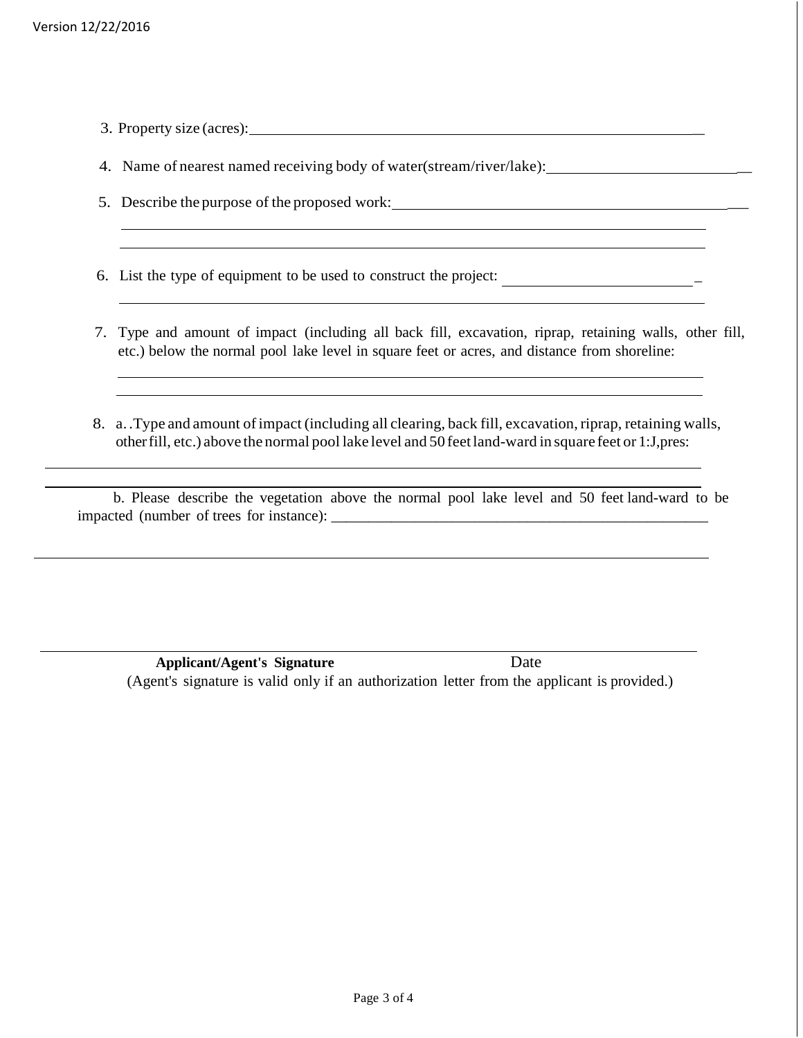3. Property size (acres): ____________________________________________

4. Name of nearest named receiving body of water(stream/river/lake): ____________________________

5. Describe the purpose of the proposed work: ____________________________________________

____________________________________________________________________________

____________________________________________________________________________

6. List the type of equipment to be used to construct the project: ____________________________

____________________________________________________________________________

7. Type and amount of impact (including all back fill, excavation, riprap, retaining walls, other fill, etc.) below the normal pool lake level in square feet or acres, and distance from shoreline:

____________________________________________________________________________

____________________________________________________________________________

8. a. .Type and amount of impact (including all clearing, back fill, excavation, riprap, retaining walls, other fill, etc.) above the normal pool lake level and 50 feet land-ward in square feet or 1:J,pres:

____________________________________________________________________________

____________________________________________________________________________

b. Please describe the vegetation above the normal pool lake level and 50 feet land-ward to be impacted (number of trees for instance): ____________________________________________

____________________________________________________________________________

____________________________________________________________________________

**Applicant/Agent's Signature** Date

(Agent's signature is valid only if an authorization letter from the applicant is provided.)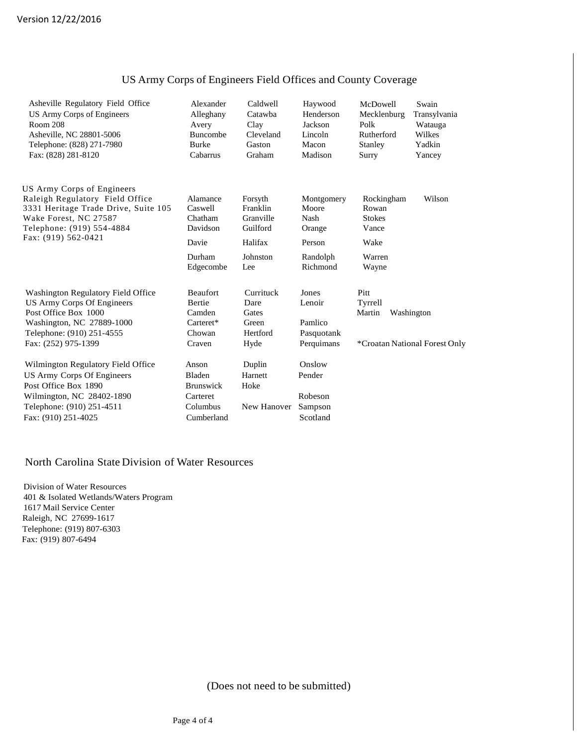Version 12/22/2016

## US Army Corps of Engineers Field Offices and County Coverage

| Field Office | Counties | | | | |
|---|---|---|---|---|---|
| Asheville Regulatory Field Office<br>US Army Corps of Engineers<br>Room 208<br>Asheville, NC 28801-5006<br>Telephone: (828) 271-7980<br>Fax: (828) 281-8120 | Alexander<br>Alleghany<br>Avery<br>Buncombe<br>Burke<br>Cabarrus | Caldwell<br>Catawba<br>Clay<br>Cleveland<br>Gaston<br>Graham | Haywood<br>Henderson<br>Jackson<br>Lincoln<br>Macon<br>Madison | McDowell<br>Mecklenburg<br>Polk<br>Rutherford<br>Stanley<br>Surry | Swain<br>Transylvania<br>Watauga<br>Wilkes<br>Yadkin<br>Yancey |
| US Army Corps of Engineers<br>Raleigh Regulatory Field Office<br>3331 Heritage Trade Drive, Suite 105<br>Wake Forest, NC 27587<br>Telephone: (919) 554-4884<br>Fax: (919) 562-0421 | Alamance<br>Caswell<br>Chatham<br>Davidson<br>Davie<br>Durham<br>Edgecombe | Forsyth<br>Franklin<br>Granville<br>Guilford<br>Halifax<br>Johnston<br>Lee | Montgomery<br>Moore<br>Nash<br>Orange<br>Person<br>Randolph<br>Richmond | Rockingham<br>Rowan<br>Stokes<br>Vance<br>Wake<br>Warren<br>Wayne | Wilson |
| Washington Regulatory Field Office<br>US Army Corps Of Engineers<br>Post Office Box 1000<br>Washington, NC 27889-1000<br>Telephone: (910) 251-4555<br>Fax: (252) 975-1399 | Beaufort<br>Bertie<br>Camden<br>Carteret*<br>Chowan<br>Craven | Currituck<br>Dare<br>Gates<br>Green<br>Hertford<br>Hyde | Jones<br>Lenoir<br>Pamlico<br>Pasquotank<br>Perquimans | Pitt<br>Tyrrell<br>Martin | Washington |
| Wilmington Regulatory Field Office<br>US Army Corps Of Engineers<br>Post Office Box 1890<br>Wilmington, NC 28402-1890<br>Telephone: (910) 251-4511<br>Fax: (910) 251-4025 | Anson<br>Bladen<br>Brunswick<br>Carteret<br>Columbus<br>Cumberland | Duplin<br>Harnett<br>Hoke<br>New Hanover | Onslow<br>Pender<br>Robeson<br>Sampson<br>Scotland | | |

*Croatan National Forest Only

## North Carolina State Division of Water Resources

Division of Water Resources
401 & Isolated Wetlands/Waters Program
1617 Mail Service Center
Raleigh, NC 27699-1617
Telephone: (919) 807-6303
Fax: (919) 807-6494

(Does not need to be submitted)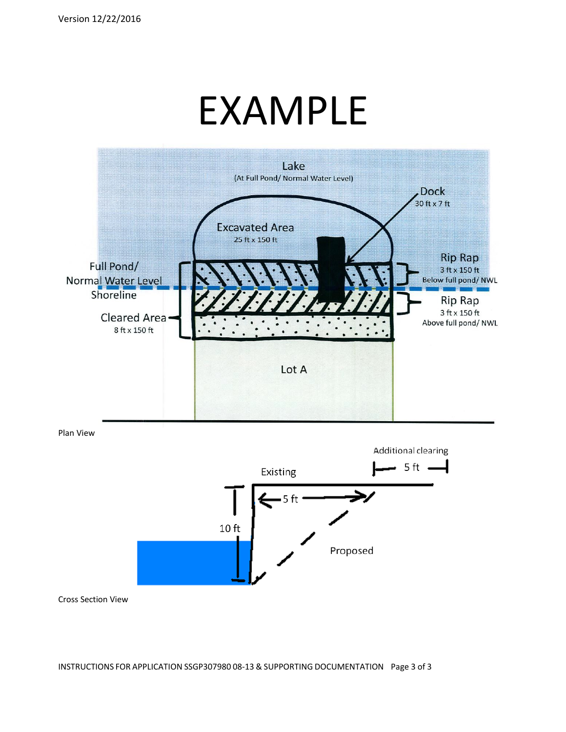# EXAMPLE

Lake
(At Full Pond/ Normal Water Level)

Dock
30 ft x 7 ft

Excavated Area
25 ft x 150 ft

Full Pond/
Normal Water Level
Shoreline

Rip Rap
3 ft x 150 ft
Below full pond/ NWL

Rip Rap
3 ft x 150 ft
Above full pond/ NWL

Cleared Area
8 ft x 150 ft

Lot A

Plan View

Additional clearing
5 ft

Existing

5 ft

10 ft

Proposed

Cross Section View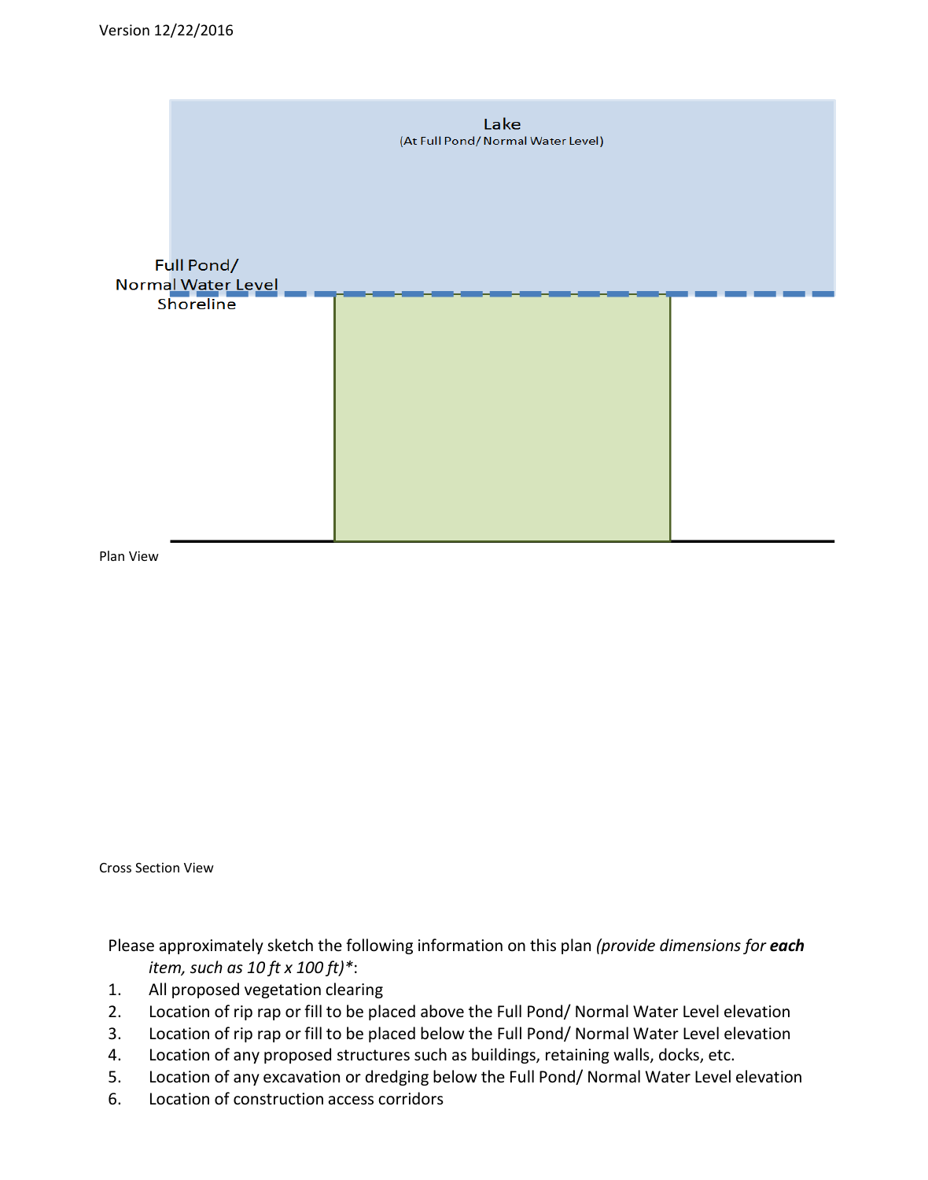Version 12/22/2016

Lake
(At Full Pond/ Normal Water Level)

Full Pond/
Normal Water Level
Shoreline

Plan View

Cross Section View

Please approximately sketch the following information on this plan *(provide dimensions for **each** item, such as 10 ft x 100 ft)\**:

1. All proposed vegetation clearing
2. Location of rip rap or fill to be placed above the Full Pond/ Normal Water Level elevation
3. Location of rip rap or fill to be placed below the Full Pond/ Normal Water Level elevation
4. Location of any proposed structures such as buildings, retaining walls, docks, etc.
5. Location of any excavation or dredging below the Full Pond/ Normal Water Level elevation
6. Location of construction access corridors